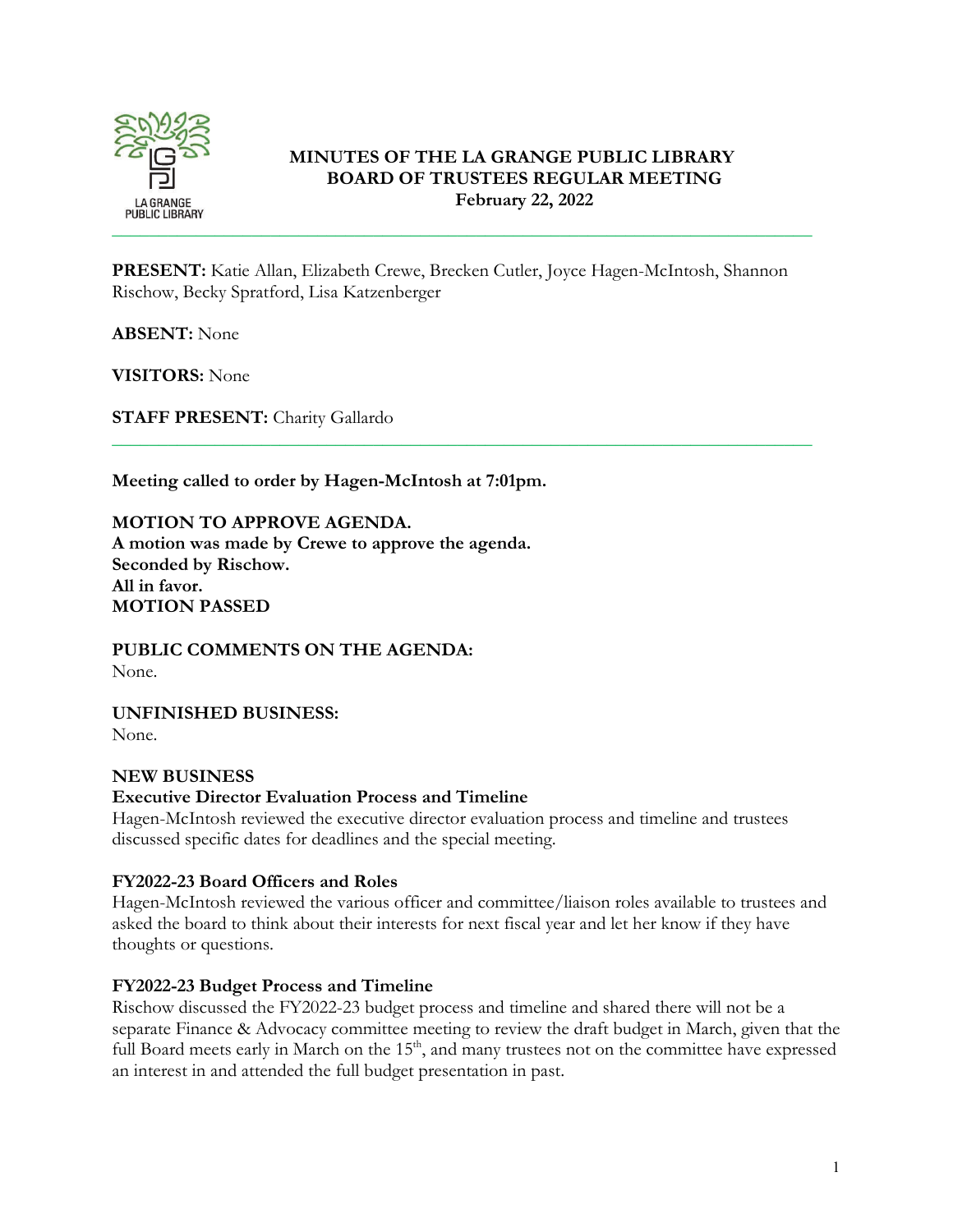# MINUTES OF THE LA GRANGE PUBLIC LIBRARY BOARD OF TRUSTEES REGULAR MEETING

**February 22, 2022**

---

**PRESENT:** Katie Allan, Elizabeth Crewe, Brecken Cutler, Joyce Hagen-McIntosh, Shannon Rischow, Becky Spratford, Lisa Katzenberger

**ABSENT:** None

**VISITORS:** None

**STAFF PRESENT:** Charity Gallardo

---

**Meeting called to order by Hagen-McIntosh at 7:01pm.**

**MOTION TO APPROVE AGENDA.**
**A motion was made by Crewe to approve the agenda.**
**Seconded by Rischow.**
**All in favor.**
**MOTION PASSED**

**PUBLIC COMMENTS ON THE AGENDA:**
None.

**UNFINISHED BUSINESS:**
None.

**NEW BUSINESS**

**Executive Director Evaluation Process and Timeline**

Hagen-McIntosh reviewed the executive director evaluation process and timeline and trustees discussed specific dates for deadlines and the special meeting.

**FY2022-23 Board Officers and Roles**

Hagen-McIntosh reviewed the various officer and committee/liaison roles available to trustees and asked the board to think about their interests for next fiscal year and let her know if they have thoughts or questions.

**FY2022-23 Budget Process and Timeline**

Rischow discussed the FY2022-23 budget process and timeline and shared there will not be a separate Finance & Advocacy committee meeting to review the draft budget in March, given that the full Board meets early in March on the 15th, and many trustees not on the committee have expressed an interest in and attended the full budget presentation in past.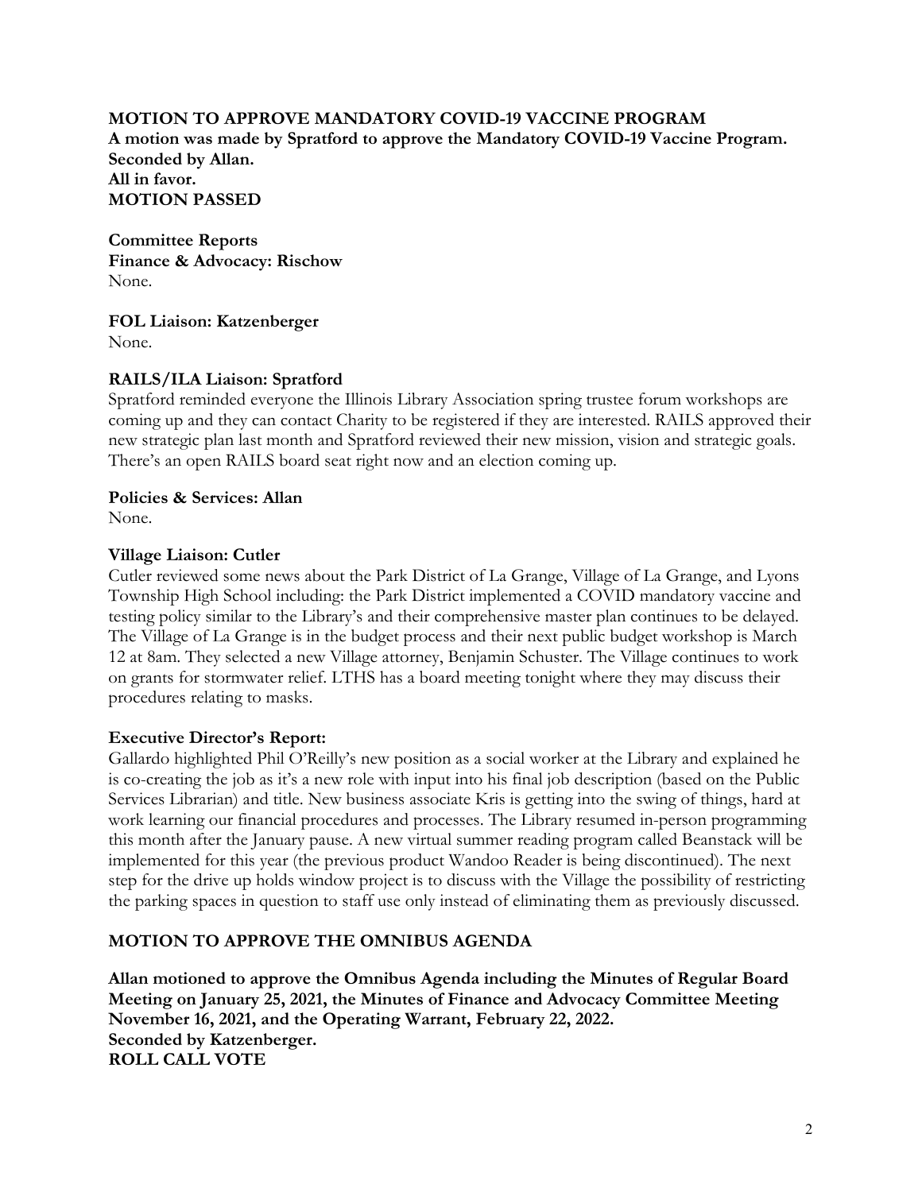**MOTION TO APPROVE MANDATORY COVID-19 VACCINE PROGRAM**
**A motion was made by Spratford to approve the Mandatory COVID-19 Vaccine Program.**
**Seconded by Allan.**
**All in favor.**
**MOTION PASSED**

**Committee Reports**
**Finance & Advocacy: Rischow**
None.

**FOL Liaison: Katzenberger**
None.

**RAILS/ILA Liaison: Spratford**
Spratford reminded everyone the Illinois Library Association spring trustee forum workshops are coming up and they can contact Charity to be registered if they are interested. RAILS approved their new strategic plan last month and Spratford reviewed their new mission, vision and strategic goals. There's an open RAILS board seat right now and an election coming up.

**Policies & Services: Allan**
None.

**Village Liaison: Cutler**
Cutler reviewed some news about the Park District of La Grange, Village of La Grange, and Lyons Township High School including: the Park District implemented a COVID mandatory vaccine and testing policy similar to the Library's and their comprehensive master plan continues to be delayed. The Village of La Grange is in the budget process and their next public budget workshop is March 12 at 8am. They selected a new Village attorney, Benjamin Schuster. The Village continues to work on grants for stormwater relief. LTHS has a board meeting tonight where they may discuss their procedures relating to masks.

**Executive Director's Report:**
Gallardo highlighted Phil O'Reilly's new position as a social worker at the Library and explained he is co-creating the job as it's a new role with input into his final job description (based on the Public Services Librarian) and title. New business associate Kris is getting into the swing of things, hard at work learning our financial procedures and processes. The Library resumed in-person programming this month after the January pause. A new virtual summer reading program called Beanstack will be implemented for this year (the previous product Wandoo Reader is being discontinued). The next step for the drive up holds window project is to discuss with the Village the possibility of restricting the parking spaces in question to staff use only instead of eliminating them as previously discussed.

**MOTION TO APPROVE THE OMNIBUS AGENDA**

**Allan motioned to approve the Omnibus Agenda including the Minutes of Regular Board Meeting on January 25, 2021, the Minutes of Finance and Advocacy Committee Meeting November 16, 2021, and the Operating Warrant, February 22, 2022.**
**Seconded by Katzenberger.**
**ROLL CALL VOTE**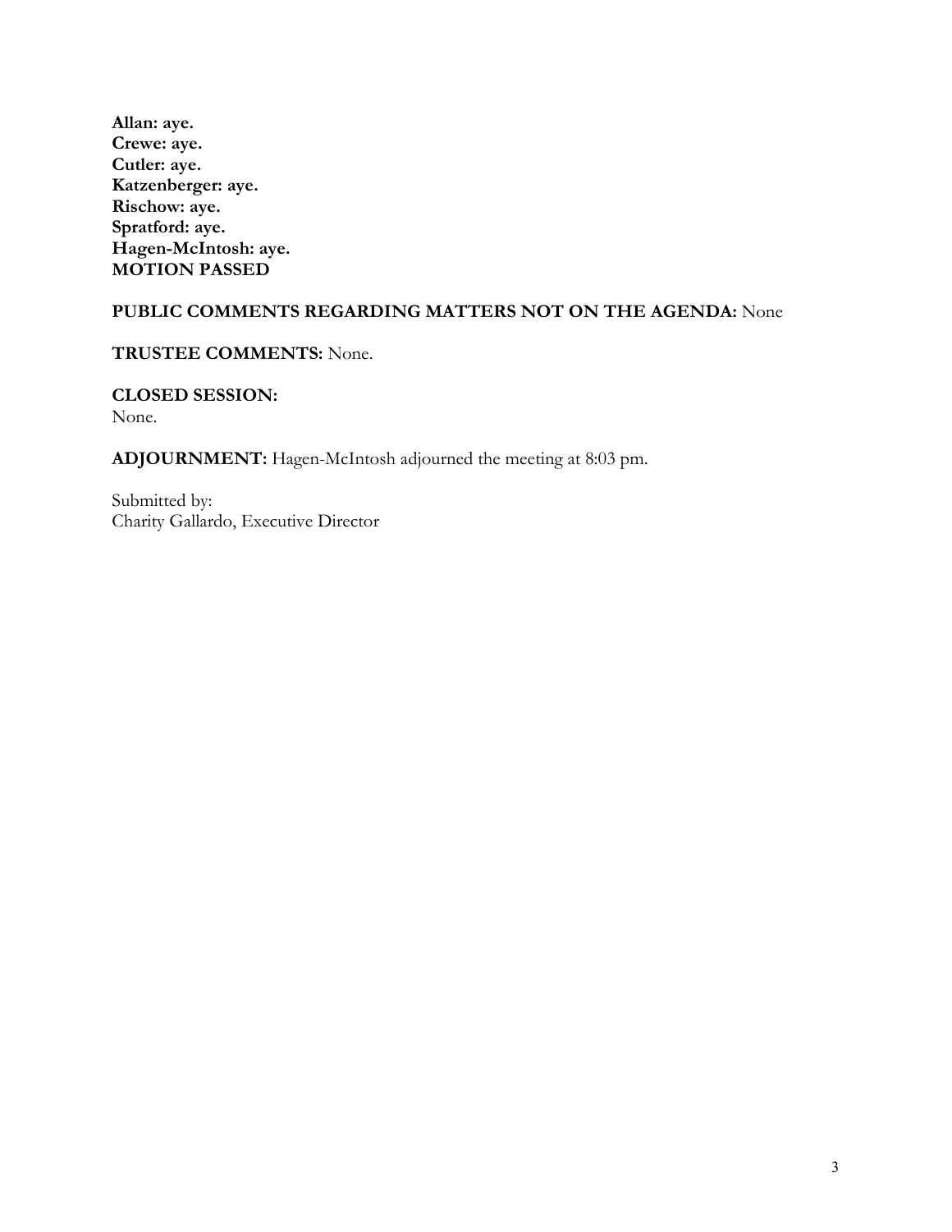**Allan: aye.**
**Crewe: aye.**
**Cutler: aye.**
**Katzenberger: aye.**
**Rischow: aye.**
**Spratford: aye.**
**Hagen-McIntosh: aye.**
**MOTION PASSED**

**PUBLIC COMMENTS REGARDING MATTERS NOT ON THE AGENDA:** None

**TRUSTEE COMMENTS:** None.

**CLOSED SESSION:**
None.

**ADJOURNMENT:** Hagen-McIntosh adjourned the meeting at 8:03 pm.

Submitted by:
Charity Gallardo, Executive Director